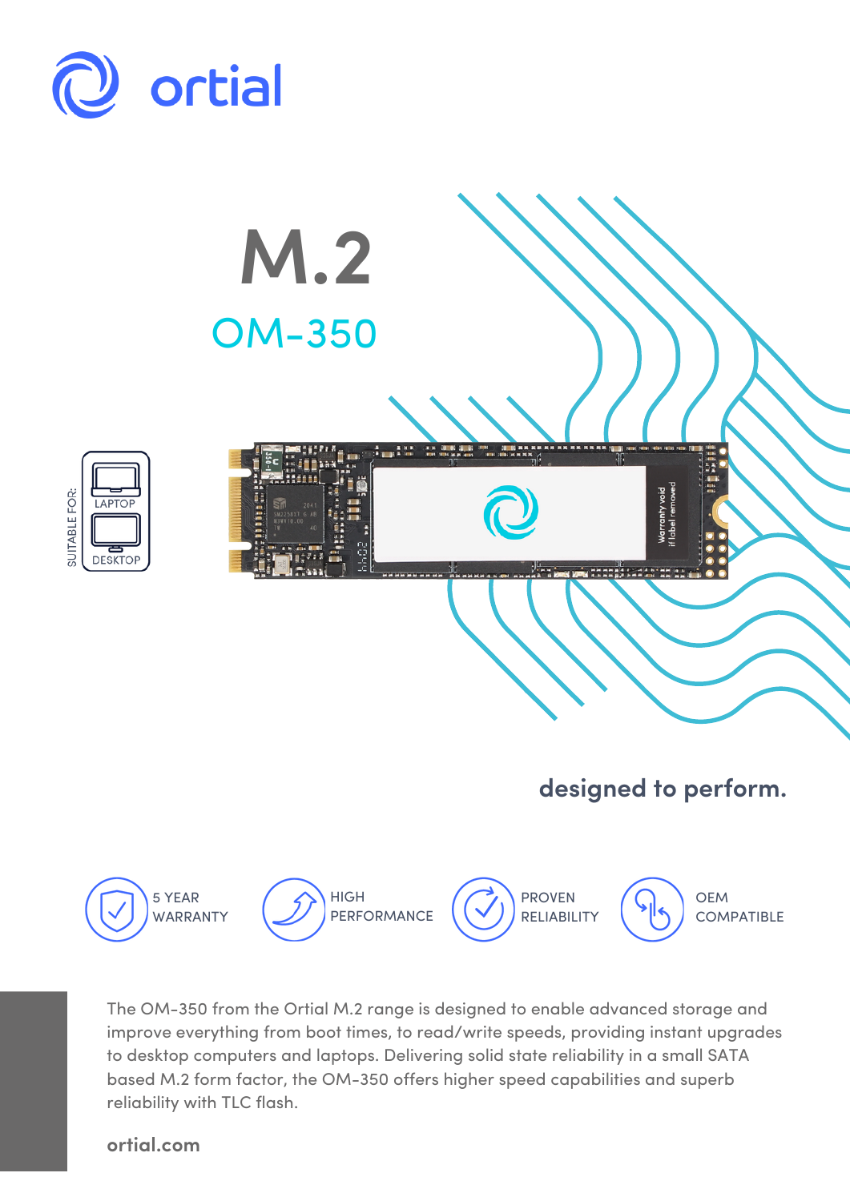# ortial

# M.2

## OM-350

SUITABLE FOR: LAPTOP, DESKTOP

**designed to perform.**

- 5 YEAR WARRANTY
- HIGH PERFORMANCE
- PROVEN RELIABILITY
- OEM COMPATIBLE

The OM-350 from the Ortial M.2 range is designed to enable advanced storage and improve everything from boot times, to read/write speeds, providing instant upgrades to desktop computers and laptops. Delivering solid state reliability in a small SATA based M.2 form factor, the OM-350 offers higher speed capabilities and superb reliability with TLC flash.

**ortial.com**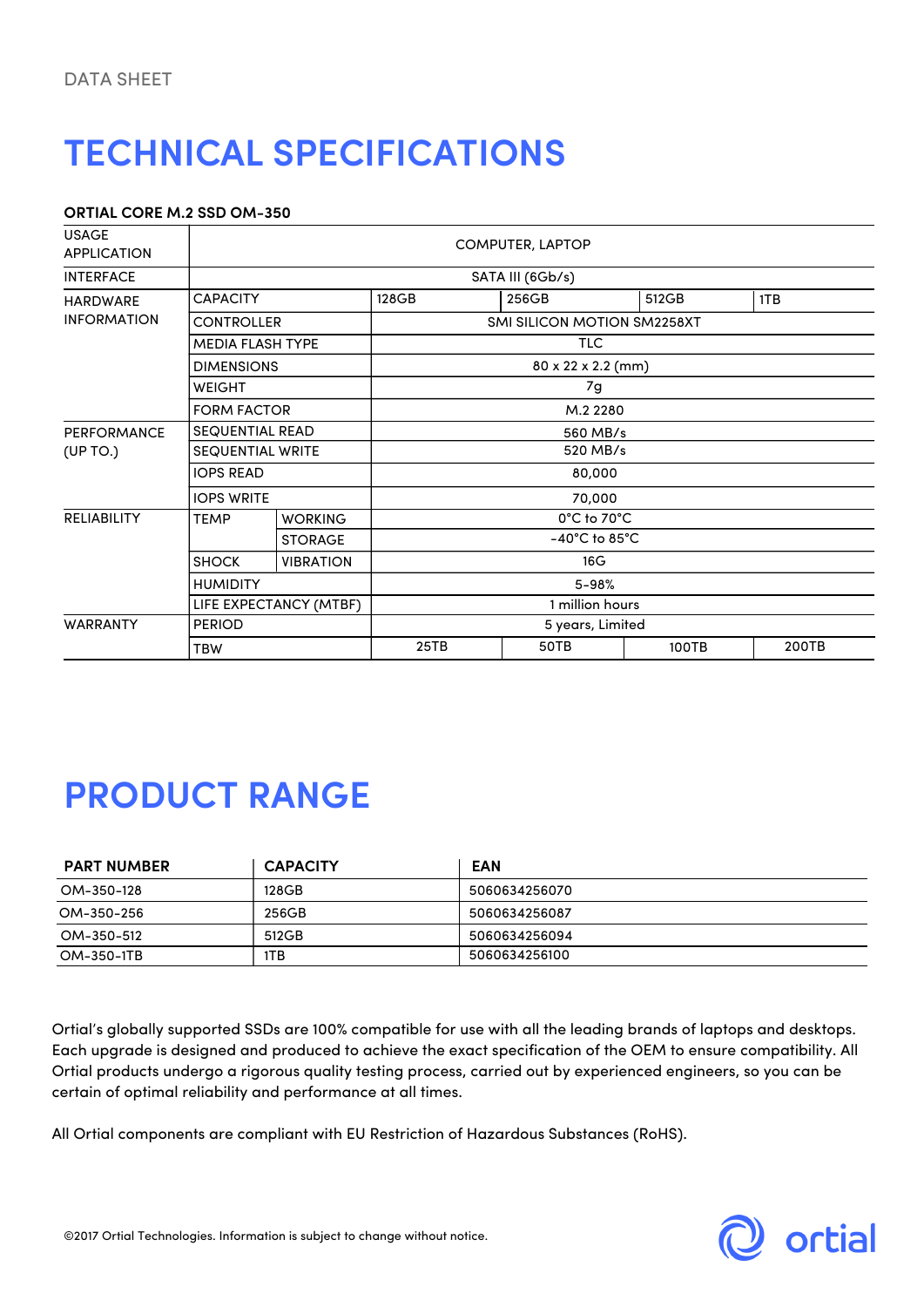DATA SHEET

# TECHNICAL SPECIFICATIONS

**ORTIAL CORE M.2 SSD OM-350**

| | | | | | | |
|---|---|---|---|---|---|---|
| USAGE APPLICATION | COMPUTER, LAPTOP | | | | | |
| INTERFACE | SATA III (6Gb/s) | | | | | |
| HARDWARE INFORMATION | CAPACITY | | 128GB | 256GB | 512GB | 1TB |
| | CONTROLLER | | SMI SILICON MOTION SM2258XT | | | |
| | MEDIA FLASH TYPE | | TLC | | | |
| | DIMENSIONS | | 80 x 22 x 2.2 (mm) | | | |
| | WEIGHT | | 7g | | | |
| | FORM FACTOR | | M.2 2280 | | | |
| PERFORMANCE (UP TO.) | SEQUENTIAL READ | | 560 MB/s | | | |
| | SEQUENTIAL WRITE | | 520 MB/s | | | |
| | IOPS READ | | 80,000 | | | |
| | IOPS WRITE | | 70,000 | | | |
| RELIABILITY | TEMP | WORKING | 0°C to 70°C | | | |
| | | STORAGE | -40°C to 85°C | | | |
| | SHOCK | VIBRATION | 16G | | | |
| | HUMIDITY | | 5-98% | | | |
| | LIFE EXPECTANCY (MTBF) | | 1 million hours | | | |
| WARRANTY | PERIOD | | 5 years, Limited | | | |
| | TBW | | 25TB | 50TB | 100TB | 200TB |

# PRODUCT RANGE

| PART NUMBER | CAPACITY | EAN |
|---|---|---|
| OM-350-128 | 128GB | 5060634256070 |
| OM-350-256 | 256GB | 5060634256087 |
| OM-350-512 | 512GB | 5060634256094 |
| OM-350-1TB | 1TB | 5060634256100 |

Ortial's globally supported SSDs are 100% compatible for use with all the leading brands of laptops and desktops. Each upgrade is designed and produced to achieve the exact specification of the OEM to ensure compatibility. All Ortial products undergo a rigorous quality testing process, carried out by experienced engineers, so you can be certain of optimal reliability and performance at all times.

All Ortial components are compliant with EU Restriction of Hazardous Substances (RoHS).

©2017 Ortial Technologies. Information is subject to change without notice.

ortial